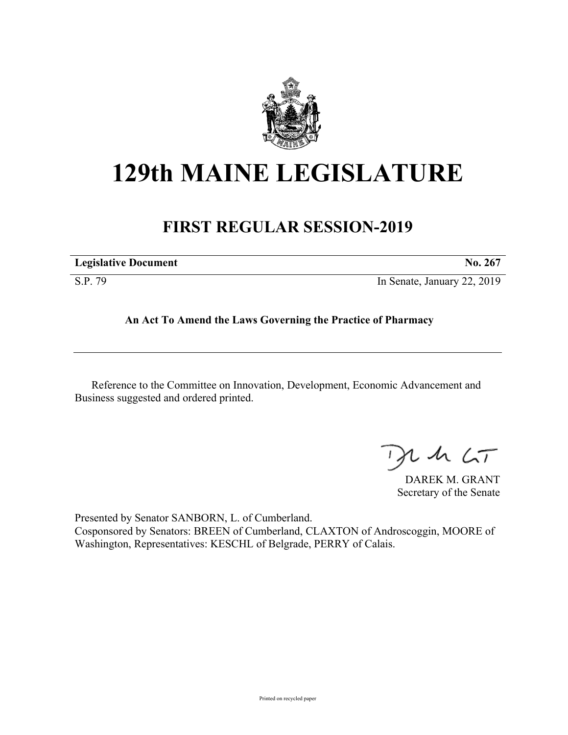# 129th MAINE LEGISLATURE

## FIRST REGULAR SESSION-2019

**Legislative Document** **No. 267**

S.P. 79 In Senate, January 22, 2019

**An Act To Amend the Laws Governing the Practice of Pharmacy**

Reference to the Committee on Innovation, Development, Economic Advancement and Business suggested and ordered printed.

DAREK M. GRANT
Secretary of the Senate

Presented by Senator SANBORN, L. of Cumberland.
Cosponsored by Senators: BREEN of Cumberland, CLAXTON of Androscoggin, MOORE of Washington, Representatives: KESCHL of Belgrade, PERRY of Calais.

Printed on recycled paper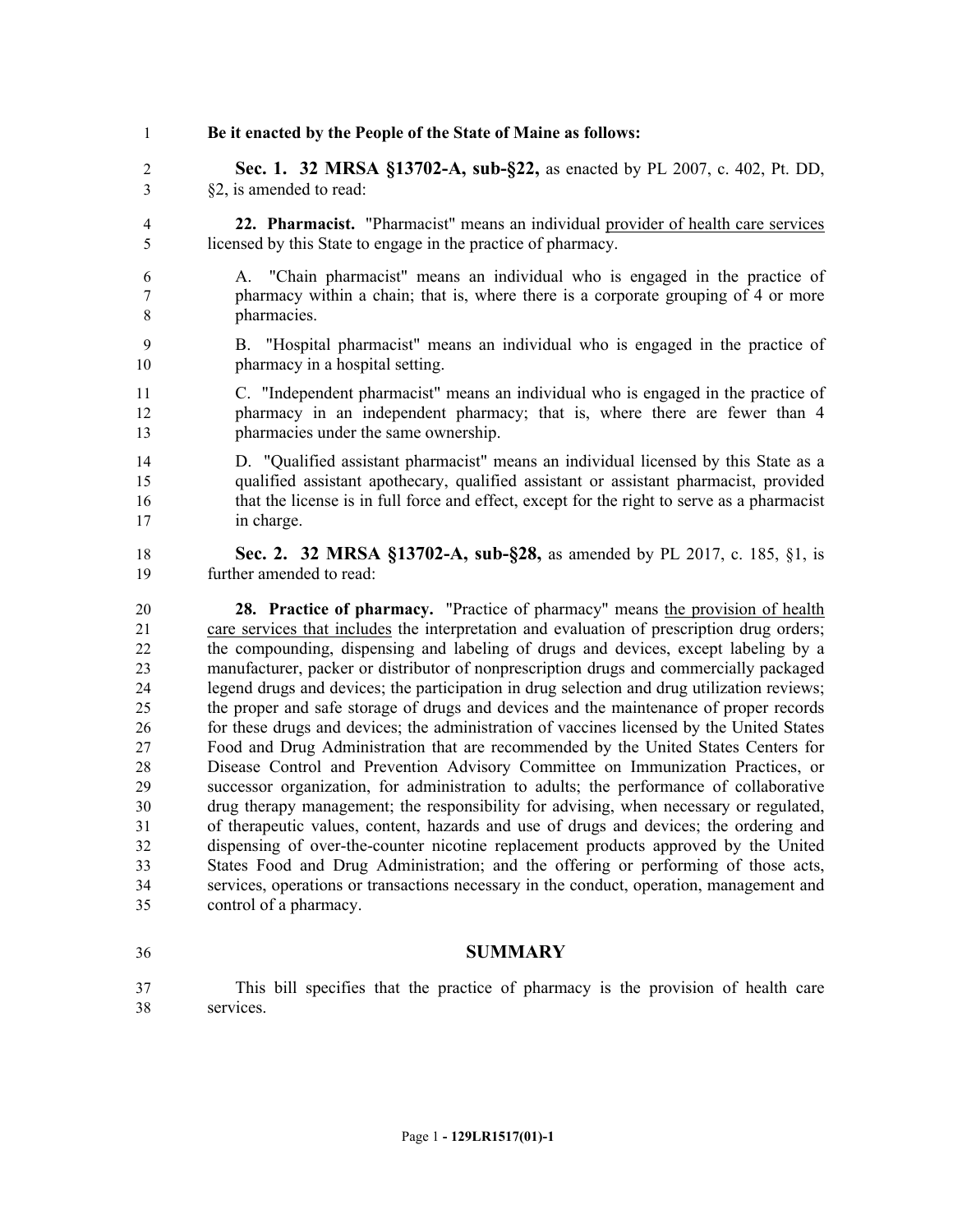**Be it enacted by the People of the State of Maine as follows:**

**Sec. 1. 32 MRSA §13702-A, sub-§22,** as enacted by PL 2007, c. 402, Pt. DD, §2, is amended to read:

**22. Pharmacist.** "Pharmacist" means an individual provider of health care services licensed by this State to engage in the practice of pharmacy.

A. "Chain pharmacist" means an individual who is engaged in the practice of pharmacy within a chain; that is, where there is a corporate grouping of 4 or more pharmacies.

B. "Hospital pharmacist" means an individual who is engaged in the practice of pharmacy in a hospital setting.

C. "Independent pharmacist" means an individual who is engaged in the practice of pharmacy in an independent pharmacy; that is, where there are fewer than 4 pharmacies under the same ownership.

D. "Qualified assistant pharmacist" means an individual licensed by this State as a qualified assistant apothecary, qualified assistant or assistant pharmacist, provided that the license is in full force and effect, except for the right to serve as a pharmacist in charge.

**Sec. 2. 32 MRSA §13702-A, sub-§28,** as amended by PL 2017, c. 185, §1, is further amended to read:

**28. Practice of pharmacy.** "Practice of pharmacy" means the provision of health care services that includes the interpretation and evaluation of prescription drug orders; the compounding, dispensing and labeling of drugs and devices, except labeling by a manufacturer, packer or distributor of nonprescription drugs and commercially packaged legend drugs and devices; the participation in drug selection and drug utilization reviews; the proper and safe storage of drugs and devices and the maintenance of proper records for these drugs and devices; the administration of vaccines licensed by the United States Food and Drug Administration that are recommended by the United States Centers for Disease Control and Prevention Advisory Committee on Immunization Practices, or successor organization, for administration to adults; the performance of collaborative drug therapy management; the responsibility for advising, when necessary or regulated, of therapeutic values, content, hazards and use of drugs and devices; the ordering and dispensing of over-the-counter nicotine replacement products approved by the United States Food and Drug Administration; and the offering or performing of those acts, services, operations or transactions necessary in the conduct, operation, management and control of a pharmacy.

## SUMMARY

This bill specifies that the practice of pharmacy is the provision of health care services.